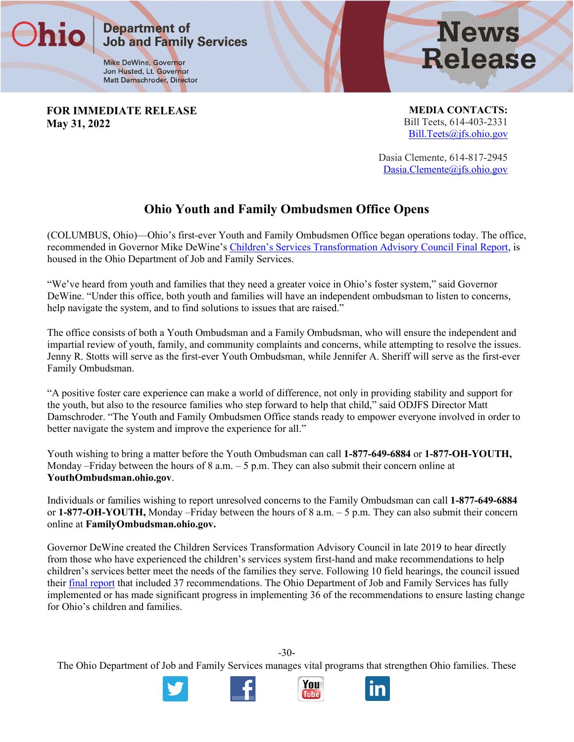Ohio Department of Job and Family Services

Mike DeWine, Governor
Jon Husted, Lt. Governor
Matt Damschroder, Director

# News Release

**FOR IMMEDIATE RELEASE**
**May 31, 2022**

**MEDIA CONTACTS:**
Bill Teets, 614-403-2331
Bill.Teets@jfs.ohio.gov

Dasia Clemente, 614-817-2945
Dasia.Clemente@jfs.ohio.gov

## Ohio Youth and Family Ombudsmen Office Opens

(COLUMBUS, Ohio)—Ohio's first-ever Youth and Family Ombudsmen Office began operations today. The office, recommended in Governor Mike DeWine's Children's Services Transformation Advisory Council Final Report, is housed in the Ohio Department of Job and Family Services.

"We've heard from youth and families that they need a greater voice in Ohio's foster system," said Governor DeWine. "Under this office, both youth and families will have an independent ombudsman to listen to concerns, help navigate the system, and to find solutions to issues that are raised."

The office consists of both a Youth Ombudsman and a Family Ombudsman, who will ensure the independent and impartial review of youth, family, and community complaints and concerns, while attempting to resolve the issues. Jenny R. Stotts will serve as the first-ever Youth Ombudsman, while Jennifer A. Sheriff will serve as the first-ever Family Ombudsman.

"A positive foster care experience can make a world of difference, not only in providing stability and support for the youth, but also to the resource families who step forward to help that child," said ODJFS Director Matt Damschroder. "The Youth and Family Ombudsmen Office stands ready to empower everyone involved in order to better navigate the system and improve the experience for all."

Youth wishing to bring a matter before the Youth Ombudsman can call **1-877-649-6884** or **1-877-OH-YOUTH,** Monday –Friday between the hours of 8 a.m. – 5 p.m. They can also submit their concern online at **YouthOmbudsman.ohio.gov**.

Individuals or families wishing to report unresolved concerns to the Family Ombudsman can call **1-877-649-6884** or **1-877-OH-YOUTH,** Monday –Friday between the hours of 8 a.m. – 5 p.m. They can also submit their concern online at **FamilyOmbudsman.ohio.gov.**

Governor DeWine created the Children Services Transformation Advisory Council in late 2019 to hear directly from those who have experienced the children's services system first-hand and make recommendations to help children's services better meet the needs of the families they serve. Following 10 field hearings, the council issued their final report that included 37 recommendations. The Ohio Department of Job and Family Services has fully implemented or has made significant progress in implementing 36 of the recommendations to ensure lasting change for Ohio's children and families.

-30-

The Ohio Department of Job and Family Services manages vital programs that strengthen Ohio families. These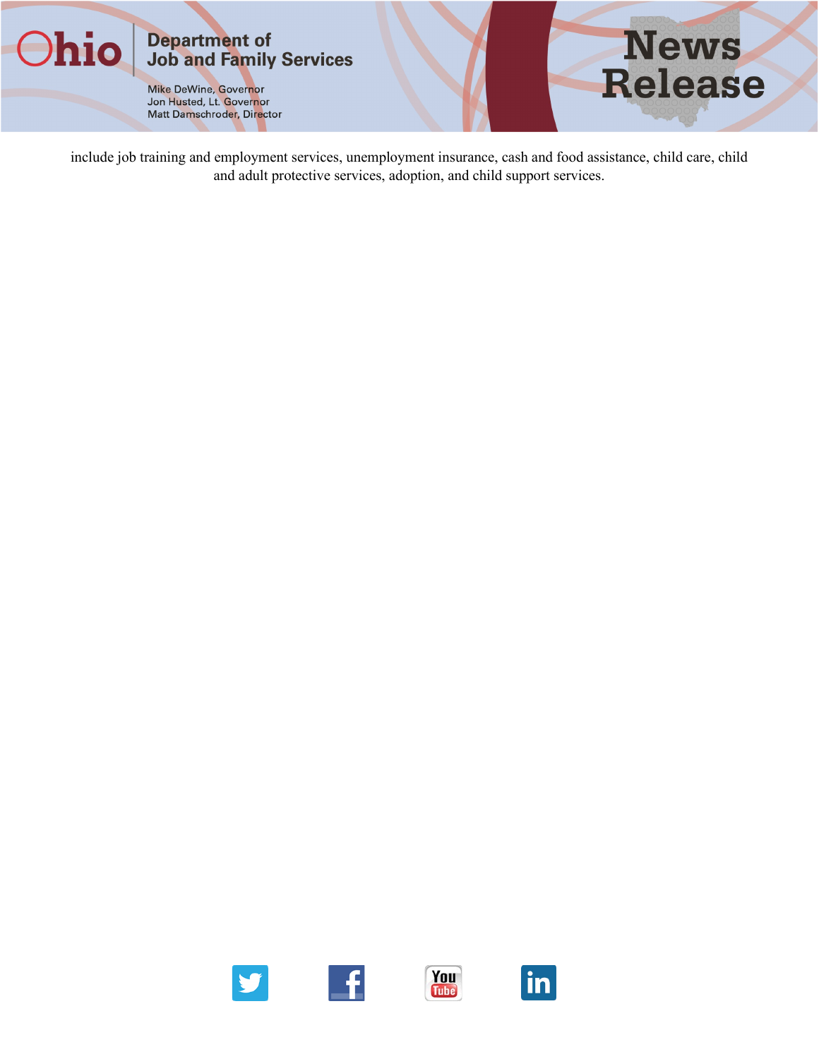include job training and employment services, unemployment insurance, cash and food assistance, child care, child and adult protective services, adoption, and child support services.